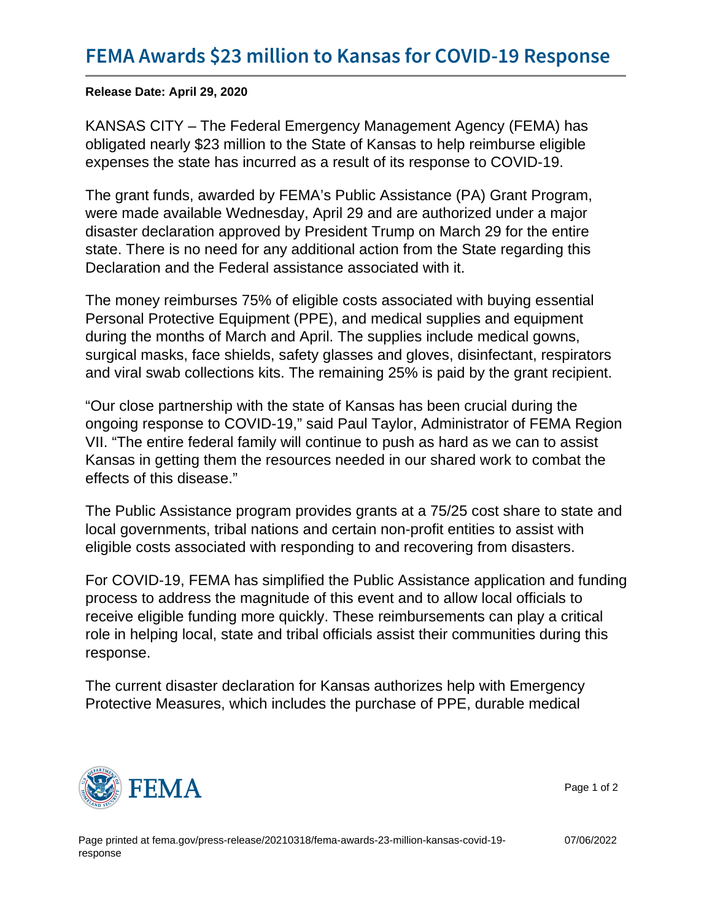# FEMA Awards $23 million to Kansas for COVID-19 Response

**Release Date: April 29, 2020**

KANSAS CITY – The Federal Emergency Management Agency (FEMA) has obligated nearly $23 million to the State of Kansas to help reimburse eligible expenses the state has incurred as a result of its response to COVID-19.

The grant funds, awarded by FEMA's Public Assistance (PA) Grant Program, were made available Wednesday, April 29 and are authorized under a major disaster declaration approved by President Trump on March 29 for the entire state. There is no need for any additional action from the State regarding this Declaration and the Federal assistance associated with it.

The money reimburses 75% of eligible costs associated with buying essential Personal Protective Equipment (PPE), and medical supplies and equipment during the months of March and April. The supplies include medical gowns, surgical masks, face shields, safety glasses and gloves, disinfectant, respirators and viral swab collections kits. The remaining 25% is paid by the grant recipient.

"Our close partnership with the state of Kansas has been crucial during the ongoing response to COVID-19," said Paul Taylor, Administrator of FEMA Region VII. "The entire federal family will continue to push as hard as we can to assist Kansas in getting them the resources needed in our shared work to combat the effects of this disease."

The Public Assistance program provides grants at a 75/25 cost share to state and local governments, tribal nations and certain non-profit entities to assist with eligible costs associated with responding to and recovering from disasters.

For COVID-19, FEMA has simplified the Public Assistance application and funding process to address the magnitude of this event and to allow local officials to receive eligible funding more quickly. These reimbursements can play a critical role in helping local, state and tribal officials assist their communities during this response.

The current disaster declaration for Kansas authorizes help with Emergency Protective Measures, which includes the purchase of PPE, durable medical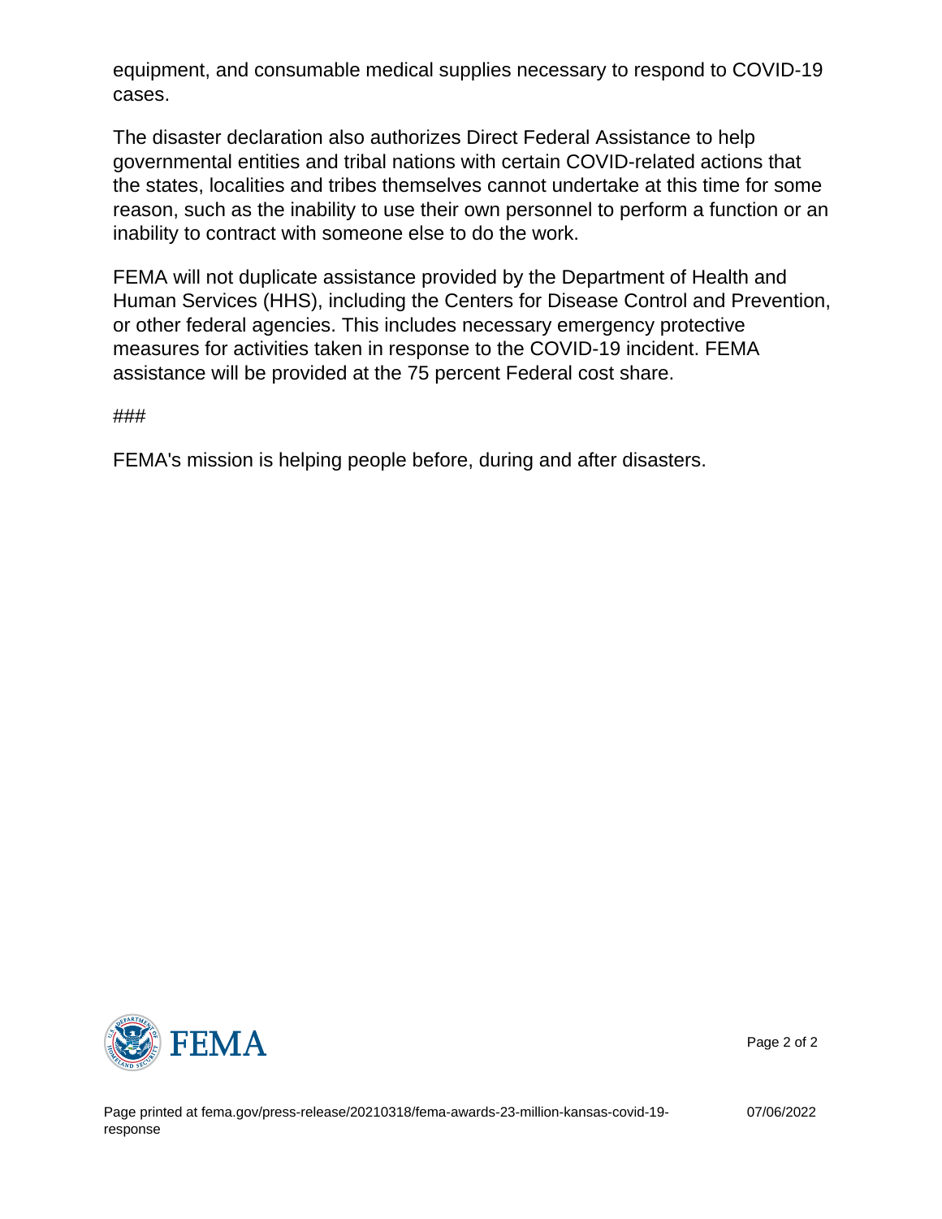equipment, and consumable medical supplies necessary to respond to COVID-19 cases.

The disaster declaration also authorizes Direct Federal Assistance to help governmental entities and tribal nations with certain COVID-related actions that the states, localities and tribes themselves cannot undertake at this time for some reason, such as the inability to use their own personnel to perform a function or an inability to contract with someone else to do the work.

FEMA will not duplicate assistance provided by the Department of Health and Human Services (HHS), including the Centers for Disease Control and Prevention, or other federal agencies. This includes necessary emergency protective measures for activities taken in response to the COVID-19 incident. FEMA assistance will be provided at the 75 percent Federal cost share.

###

FEMA's mission is helping people before, during and after disasters.